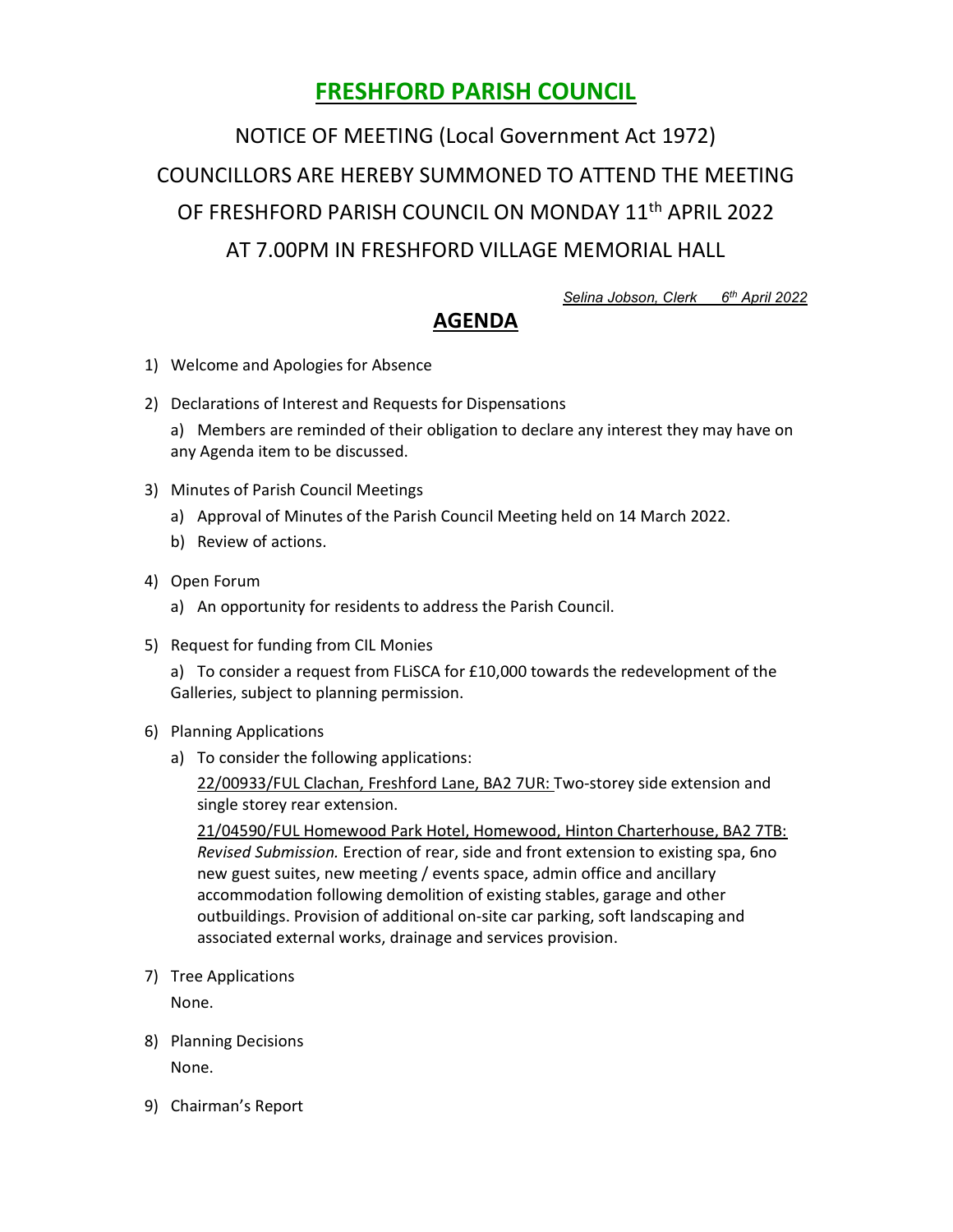# FRESHFORD PARISH COUNCIL

NOTICE OF MEETING (Local Government Act 1972)

COUNCILLORS ARE HEREBY SUMMONED TO ATTEND THE MEETING OF FRESHFORD PARISH COUNCIL ON MONDAY 11th APRIL 2022 AT 7.00PM IN FRESHFORD VILLAGE MEMORIAL HALL

*Selina Jobson, Clerk 6th April 2022*

## AGENDA

1) Welcome and Apologies for Absence

2) Declarations of Interest and Requests for Dispensations

   a) Members are reminded of their obligation to declare any interest they may have on any Agenda item to be discussed.

3) Minutes of Parish Council Meetings

   a) Approval of Minutes of the Parish Council Meeting held on 14 March 2022.

   b) Review of actions.

4) Open Forum

   a) An opportunity for residents to address the Parish Council.

5) Request for funding from CIL Monies

   a) To consider a request from FLiSCA for £10,000 towards the redevelopment of the Galleries, subject to planning permission.

6) Planning Applications

   a) To consider the following applications:

      22/00933/FUL Clachan, Freshford Lane, BA2 7UR: Two-storey side extension and single storey rear extension.

      21/04590/FUL Homewood Park Hotel, Homewood, Hinton Charterhouse, BA2 7TB: *Revised Submission.* Erection of rear, side and front extension to existing spa, 6no new guest suites, new meeting / events space, admin office and ancillary accommodation following demolition of existing stables, garage and other outbuildings. Provision of additional on-site car parking, soft landscaping and associated external works, drainage and services provision.

7) Tree Applications

   None.

8) Planning Decisions

   None.

9) Chairman's Report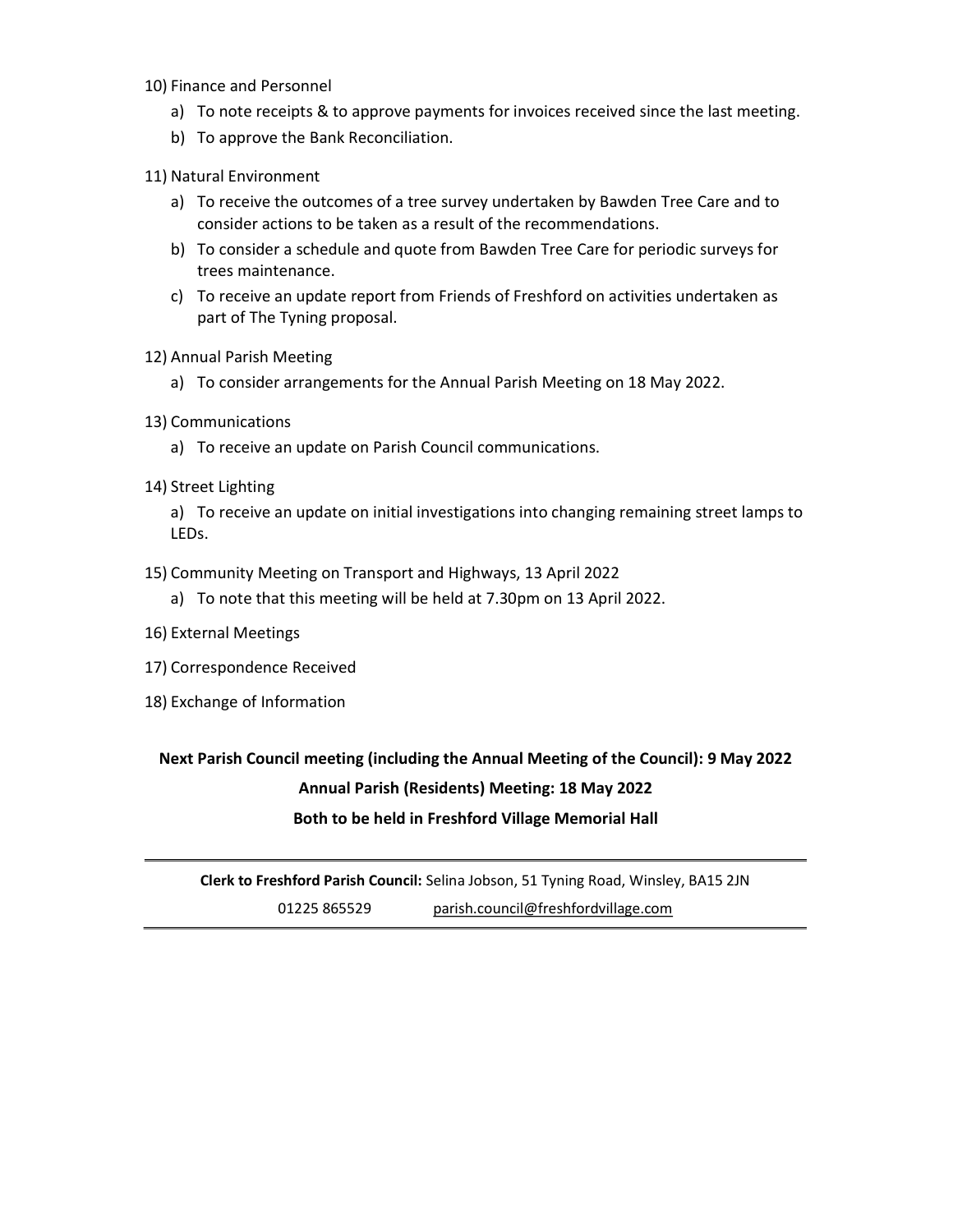10) Finance and Personnel

   a) To note receipts & to approve payments for invoices received since the last meeting.
   b) To approve the Bank Reconciliation.

11) Natural Environment

   a) To receive the outcomes of a tree survey undertaken by Bawden Tree Care and to consider actions to be taken as a result of the recommendations.
   b) To consider a schedule and quote from Bawden Tree Care for periodic surveys for trees maintenance.
   c) To receive an update report from Friends of Freshford on activities undertaken as part of The Tyning proposal.

12) Annual Parish Meeting

   a) To consider arrangements for the Annual Parish Meeting on 18 May 2022.

13) Communications

   a) To receive an update on Parish Council communications.

14) Street Lighting

   a) To receive an update on initial investigations into changing remaining street lamps to LEDs.

15) Community Meeting on Transport and Highways, 13 April 2022

   a) To note that this meeting will be held at 7.30pm on 13 April 2022.

16) External Meetings

17) Correspondence Received

18) Exchange of Information

**Next Parish Council meeting (including the Annual Meeting of the Council): 9 May 2022**

**Annual Parish (Residents) Meeting: 18 May 2022**

**Both to be held in Freshford Village Memorial Hall**

---

**Clerk to Freshford Parish Council:** Selina Jobson, 51 Tyning Road, Winsley, BA15 2JN

01225 865529 parish.council@freshfordvillage.com